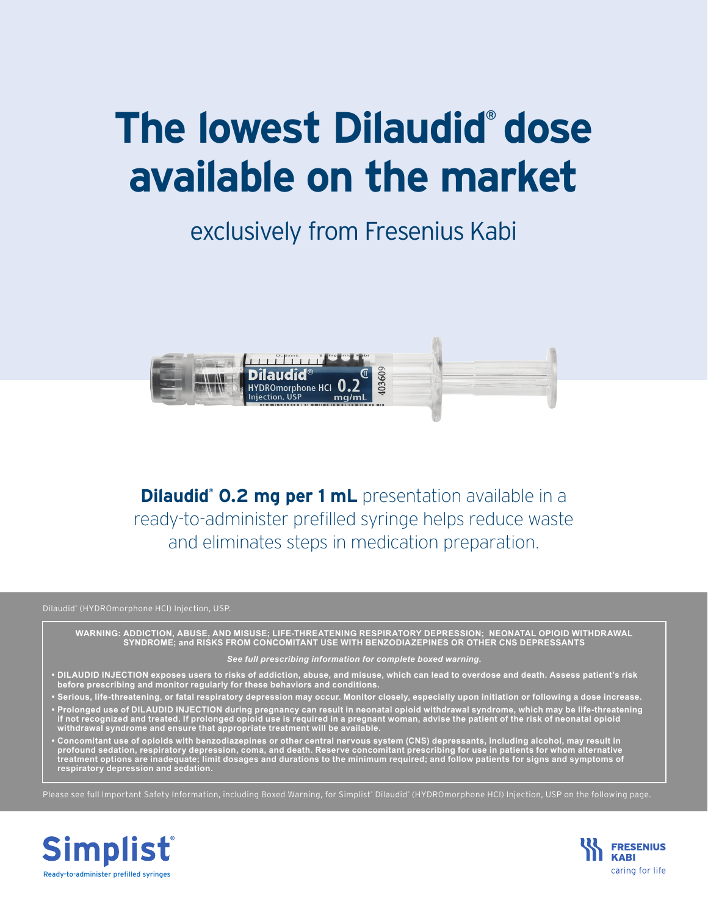# The lowest Dilaudid® dose available on the market

exclusively from Fresenius Kabi

**Dilaudid® 0.2 mg per 1 mL** presentation available in a ready-to-administer prefilled syringe helps reduce waste and eliminates steps in medication preparation.

Dilaudid® (HYDROmorphone HCl) Injection, USP.

**WARNING: ADDICTION, ABUSE, AND MISUSE; LIFE-THREATENING RESPIRATORY DEPRESSION; NEONATAL OPIOID WITHDRAWAL SYNDROME; and RISKS FROM CONCOMITANT USE WITH BENZODIAZEPINES OR OTHER CNS DEPRESSANTS**

***See full prescribing information for complete boxed warning.***

- **DILAUDID INJECTION exposes users to risks of addiction, abuse, and misuse, which can lead to overdose and death. Assess patient's risk before prescribing and monitor regularly for these behaviors and conditions.**
- **Serious, life-threatening, or fatal respiratory depression may occur. Monitor closely, especially upon initiation or following a dose increase.**
- **Prolonged use of DILAUDID INJECTION during pregnancy can result in neonatal opioid withdrawal syndrome, which may be life-threatening if not recognized and treated. If prolonged opioid use is required in a pregnant woman, advise the patient of the risk of neonatal opioid withdrawal syndrome and ensure that appropriate treatment will be available.**
- **Concomitant use of opioids with benzodiazepines or other central nervous system (CNS) depressants, including alcohol, may result in profound sedation, respiratory depression, coma, and death. Reserve concomitant prescribing for use in patients for whom alternative treatment options are inadequate; limit dosages and durations to the minimum required; and follow patients for signs and symptoms of respiratory depression and sedation.**

Please see full Important Safety Information, including Boxed Warning, for Simplist® Dilaudid® (HYDROmorphone HCl) Injection, USP on the following page.

Simplist® Ready-to-administer prefilled syringes

FRESENIUS KABI caring for life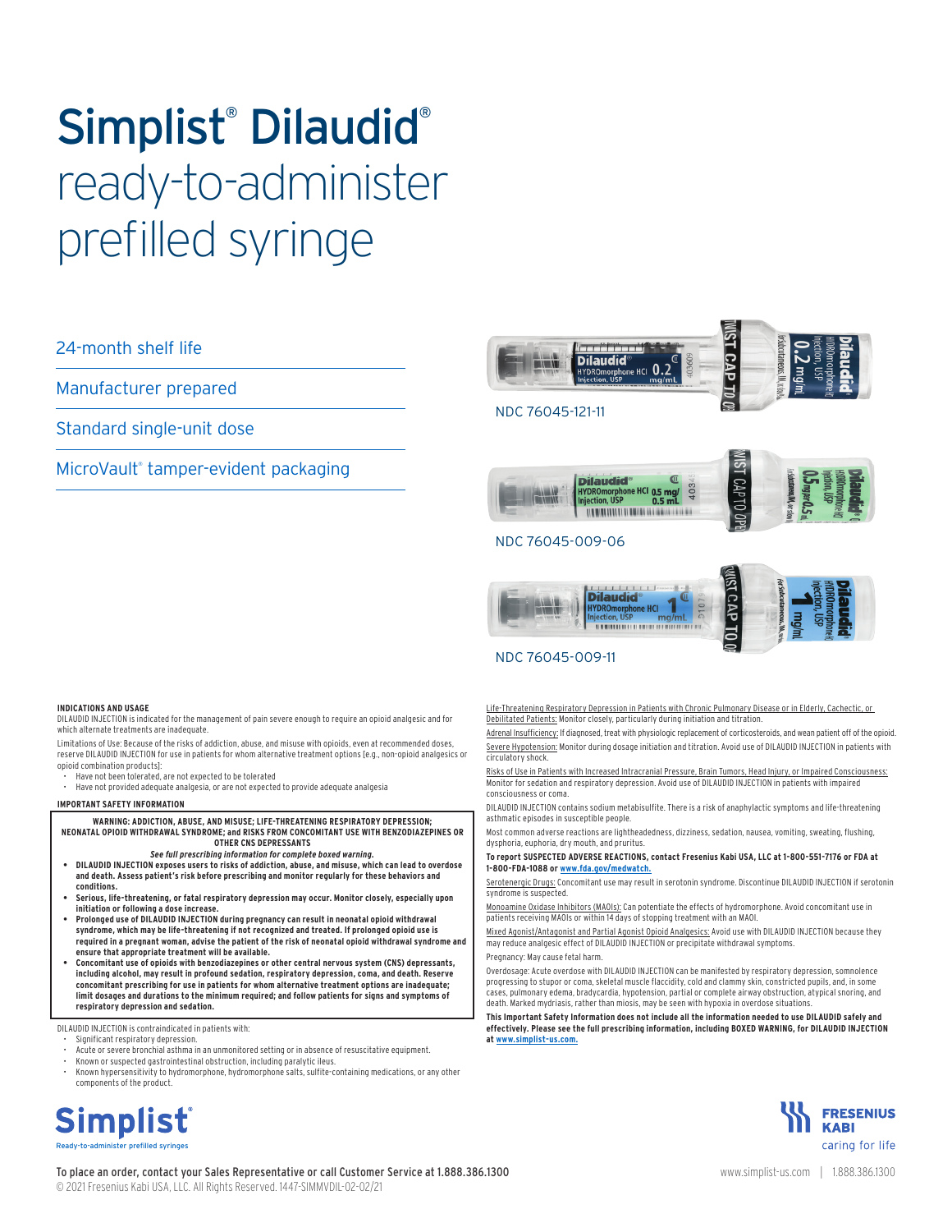# Simplist® Dilaudid® ready-to-administer prefilled syringe

24-month shelf life

Manufacturer prepared

Standard single-unit dose

MicroVault® tamper-evident packaging

NDC 76045-121-11

NDC 76045-009-06

NDC 76045-009-11

**INDICATIONS AND USAGE**

DILAUDID INJECTION is indicated for the management of pain severe enough to require an opioid analgesic and for which alternate treatments are inadequate.

Limitations of Use: Because of the risks of addiction, abuse, and misuse with opioids, even at recommended doses, reserve DILAUDID INJECTION for use in patients for whom alternative treatment options [e.g., non-opioid analgesics or opioid combination products]:

- Have not been tolerated, are not expected to be tolerated
- Have not provided adequate analgesia, or are not expected to provide adequate analgesia

**IMPORTANT SAFETY INFORMATION**

**WARNING: ADDICTION, ABUSE, AND MISUSE; LIFE-THREATENING RESPIRATORY DEPRESSION; NEONATAL OPIOID WITHDRAWAL SYNDROME; and RISKS FROM CONCOMITANT USE WITH BENZODIAZEPINES OR OTHER CNS DEPRESSANTS**

***See full prescribing information for complete boxed warning.***

- **DILAUDID INJECTION exposes users to risks of addiction, abuse, and misuse, which can lead to overdose and death. Assess patient's risk before prescribing and monitor regularly for these behaviors and conditions.**
- **Serious, life-threatening, or fatal respiratory depression may occur. Monitor closely, especially upon initiation or following a dose increase.**
- **Prolonged use of DILAUDID INJECTION during pregnancy can result in neonatal opioid withdrawal syndrome, which may be life-threatening if not recognized and treated. If prolonged opioid use is required in a pregnant woman, advise the patient of the risk of neonatal opioid withdrawal syndrome and ensure that appropriate treatment will be available.**
- **Concomitant use of opioids with benzodiazepines or other central nervous system (CNS) depressants, including alcohol, may result in profound sedation, respiratory depression, coma, and death. Reserve concomitant prescribing for use in patients for whom alternative treatment options are inadequate; limit dosages and durations to the minimum required; and follow patients for signs and symptoms of respiratory depression and sedation.**

DILAUDID INJECTION is contraindicated in patients with:

- Significant respiratory depression.
- Acute or severe bronchial asthma in an unmonitored setting or in absence of resuscitative equipment.
- Known or suspected gastrointestinal obstruction, including paralytic ileus.
- Known hypersensitivity to hydromorphone, hydromorphone salts, sulfite-containing medications, or any other components of the product.

Life-Threatening Respiratory Depression in Patients with Chronic Pulmonary Disease or in Elderly, Cachectic, or Debilitated Patients: Monitor closely, particularly during initiation and titration.

Adrenal Insufficiency: If diagnosed, treat with physiologic replacement of corticosteroids, and wean patient off of the opioid.

Severe Hypotension: Monitor during dosage initiation and titration. Avoid use of DILAUDID INJECTION in patients with circulatory shock.

Risks of Use in Patients with Increased Intracranial Pressure, Brain Tumors, Head Injury, or Impaired Consciousness: Monitor for sedation and respiratory depression. Avoid use of DILAUDID INJECTION in patients with impaired consciousness or coma.

DILAUDID INJECTION contains sodium metabisulfite. There is a risk of anaphylactic symptoms and life-threatening asthmatic episodes in susceptible people.

Most common adverse reactions are lightheadedness, dizziness, sedation, nausea, vomiting, sweating, flushing, dysphoria, euphoria, dry mouth, and pruritus.

**To report SUSPECTED ADVERSE REACTIONS, contact Fresenius Kabi USA, LLC at 1-800-551-7176 or FDA at 1-800-FDA-1088 or www.fda.gov/medwatch.**

Serotenergic Drugs: Concomitant use may result in serotonin syndrome. Discontinue DILAUDID INJECTION if serotonin syndrome is suspected.

Monoamine Oxidase Inhibitors (MAOIs): Can potentiate the effects of hydromorphone. Avoid concomitant use in patients receiving MAOIs or within 14 days of stopping treatment with an MAOI.

Mixed Agonist/Antagonist and Partial Agonist Opioid Analgesics: Avoid use with DILAUDID INJECTION because they may reduce analgesic effect of DILAUDID INJECTION or precipitate withdrawal symptoms.

Pregnancy: May cause fetal harm.

Overdosage: Acute overdose with DILAUDID INJECTION can be manifested by respiratory depression, somnolence progressing to stupor or coma, skeletal muscle flaccidity, cold and clammy skin, constricted pupils, and, in some cases, pulmonary edema, bradycardia, hypotension, partial or complete airway obstruction, atypical snoring, and death. Marked mydriasis, rather than miosis, may be seen with hypoxia in overdose situations.

**This Important Safety Information does not include all the information needed to use DILAUDID safely and effectively. Please see the full prescribing information, including BOXED WARNING, for DILAUDID INJECTION at www.simplist-us.com.**

Simplist® Ready-to-administer prefilled syringes

FRESENIUS KABI caring for life

**To place an order, contact your Sales Representative or call Customer Service at 1.888.386.1300**

© 2021 Fresenius Kabi USA, LLC. All Rights Reserved. 1447-SIMMVDIL-02-02/21

www.simplist-us.com | 1.888.386.1300